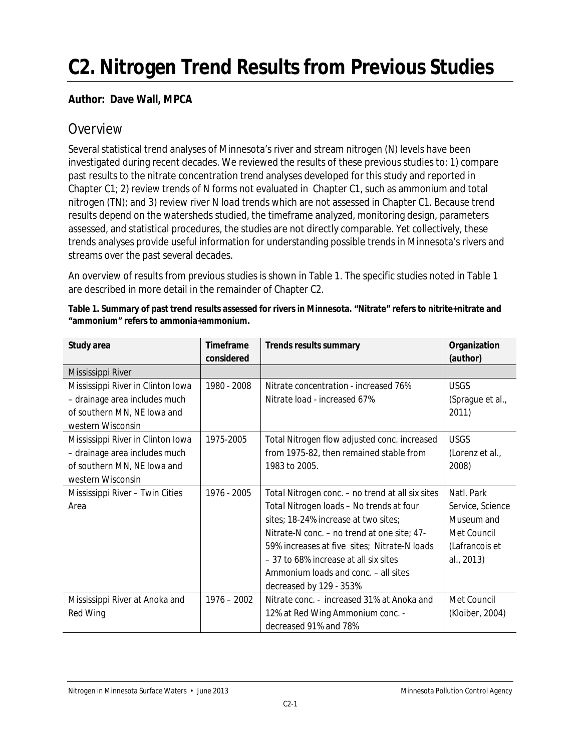# C2. Nitrogen Trend Results from Previous Studies

**Author: Dave Wall, MPCA**

## Overview

Several statistical trend analyses of Minnesota's river and stream nitrogen (N) levels have been investigated during recent decades. We reviewed the results of these previous studies to: 1) compare past results to the nitrate concentration trend analyses developed for this study and reported in Chapter C1; 2) review trends of N forms not evaluated in Chapter C1, such as ammonium and total nitrogen (TN); and 3) review river N load trends which are not assessed in Chapter C1. Because trend results depend on the watersheds studied, the timeframe analyzed, monitoring design, parameters assessed, and statistical procedures, the studies are not directly comparable. Yet collectively, these trends analyses provide useful information for understanding possible trends in Minnesota's rivers and streams over the past several decades.

An overview of results from previous studies is shown in Table 1. The specific studies noted in Table 1 are described in more detail in the remainder of Chapter C2.

**Table 1. Summary of past trend results assessed for rivers in Minnesota. "Nitrate" refers to nitrite+nitrate and "ammonium" refers to ammonia+ammonium.**

| Study area | Timeframe considered | Trends results summary | Organization (author) |
|---|---|---|---|
| Mississippi River | | | |
| Mississippi River in Clinton Iowa – drainage area includes much of southern MN, NE Iowa and western Wisconsin | 1980 - 2008 | Nitrate concentration - increased 76%<br>Nitrate load - increased 67% | USGS (Sprague et al., 2011) |
| Mississippi River in Clinton Iowa – drainage area includes much of southern MN, NE Iowa and western Wisconsin | 1975-2005 | Total Nitrogen flow adjusted conc. increased from 1975-82, then remained stable from 1983 to 2005. | USGS (Lorenz et al., 2008) |
| Mississippi River – Twin Cities Area | 1976 - 2005 | Total Nitrogen conc. – no trend at all six sites Total Nitrogen loads – No trends at four sites; 18-24% increase at two sites; Nitrate-N conc. – no trend at one site; 47-59% increases at five sites; Nitrate-N loads – 37 to 68% increase at all six sites Ammonium loads and conc. – all sites decreased by 129 - 353% | Natl. Park Service, Science Museum and Met Council (Lafrancois et al., 2013) |
| Mississippi River at Anoka and Red Wing | 1976 – 2002 | Nitrate conc. - increased 31% at Anoka and 12% at Red Wing Ammonium conc. - decreased 91% and 78% | Met Council (Kloiber, 2004) |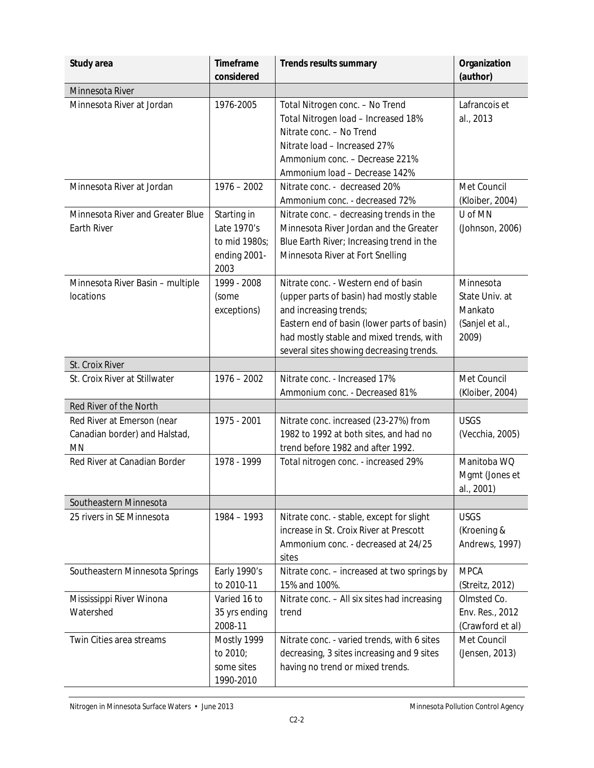| Study area | Timeframe considered | Trends results summary | Organization (author) |
|---|---|---|---|
| Minnesota River | | | |
| Minnesota River at Jordan | 1976-2005 | Total Nitrogen conc. – No Trend<br>Total Nitrogen load – Increased 18%<br>Nitrate conc. – No Trend<br>Nitrate load – Increased 27%<br>Ammonium conc. – Decrease 221%<br>Ammonium load – Decrease 142% | Lafrancois et al., 2013 |
| Minnesota River at Jordan | 1976 – 2002 | Nitrate conc. - decreased 20%<br>Ammonium conc. - decreased 72% | Met Council (Kloiber, 2004) |
| Minnesota River and Greater Blue Earth River | Starting in Late 1970's to mid 1980s; ending 2001-2003 | Nitrate conc. – decreasing trends in the Minnesota River Jordan and the Greater Blue Earth River; Increasing trend in the Minnesota River at Fort Snelling | U of MN (Johnson, 2006) |
| Minnesota River Basin – multiple locations | 1999 - 2008 (some exceptions) | Nitrate conc. - Western end of basin (upper parts of basin) had mostly stable and increasing trends;<br>Eastern end of basin (lower parts of basin) had mostly stable and mixed trends, with several sites showing decreasing trends. | Minnesota State Univ. at Mankato (Sanjel et al., 2009) |
| St. Croix River | | | |
| St. Croix River at Stillwater | 1976 – 2002 | Nitrate conc. - Increased 17%<br>Ammonium conc. - Decreased 81% | Met Council (Kloiber, 2004) |
| Red River of the North | | | |
| Red River at Emerson (near Canadian border) and Halstad, MN | 1975 - 2001 | Nitrate conc. increased (23-27%) from 1982 to 1992 at both sites, and had no trend before 1982 and after 1992. | USGS (Vecchia, 2005) |
| Red River at Canadian Border | 1978 - 1999 | Total nitrogen conc. - increased 29% | Manitoba WQ Mgmt (Jones et al., 2001) |
| Southeastern Minnesota | | | |
| 25 rivers in SE Minnesota | 1984 – 1993 | Nitrate conc. - stable, except for slight increase in St. Croix River at Prescott<br>Ammonium conc. - decreased at 24/25 sites | USGS (Kroening & Andrews, 1997) |
| Southeastern Minnesota Springs | Early 1990's to 2010-11 | Nitrate conc. – increased at two springs by 15% and 100%. | MPCA (Streitz, 2012) |
| Mississippi River Winona Watershed | Varied 16 to 35 yrs ending 2008-11 | Nitrate conc. – All six sites had increasing trend | Olmsted Co. Env. Res., 2012 (Crawford et al) |
| Twin Cities area streams | Mostly 1999 to 2010; some sites 1990-2010 | Nitrate conc. - varied trends, with 6 sites decreasing, 3 sites increasing and 9 sites having no trend or mixed trends. | Met Council (Jensen, 2013) |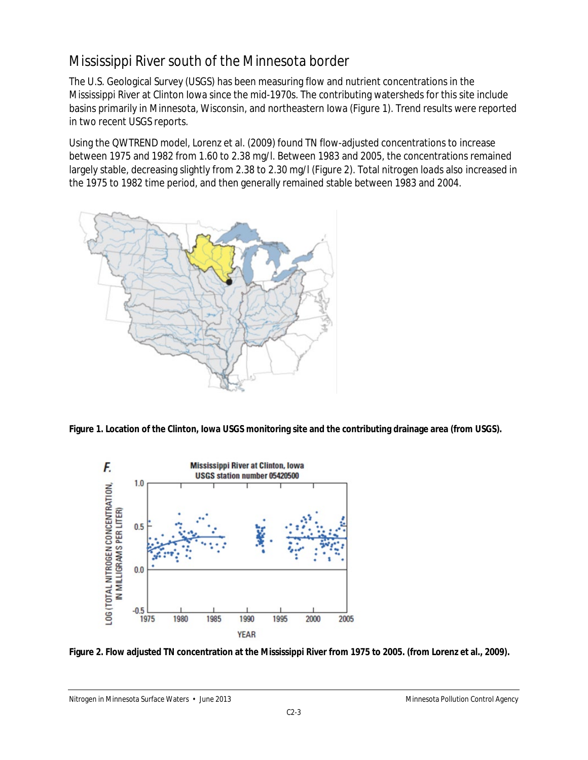## Mississippi River south of the Minnesota border

The U.S. Geological Survey (USGS) has been measuring flow and nutrient concentrations in the Mississippi River at Clinton Iowa since the mid-1970s. The contributing watersheds for this site include basins primarily in Minnesota, Wisconsin, and northeastern Iowa (Figure 1). Trend results were reported in two recent USGS reports.

Using the QWTREND model, Lorenz et al. (2009) found TN flow-adjusted concentrations to increase between 1975 and 1982 from 1.60 to 2.38 mg/l. Between 1983 and 2005, the concentrations remained largely stable, decreasing slightly from 2.38 to 2.30 mg/l (Figure 2). Total nitrogen loads also increased in the 1975 to 1982 time period, and then generally remained stable between 1983 and 2004.

**Figure 1. Location of the Clinton, Iowa USGS monitoring site and the contributing drainage area (from USGS).**

**Figure 2. Flow adjusted TN concentration at the Mississippi River from 1975 to 2005. (from Lorenz et al., 2009).**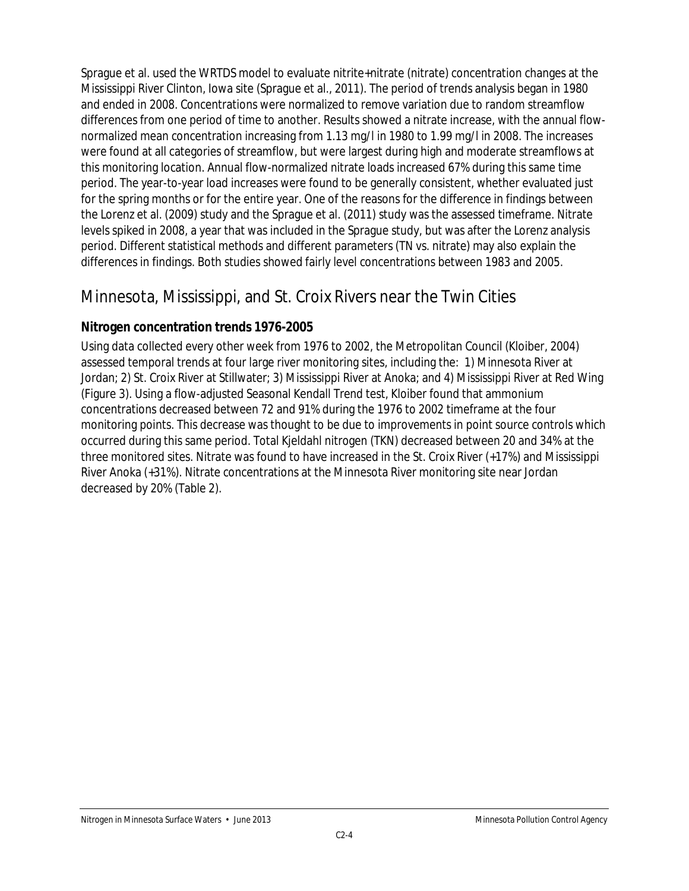Sprague et al. used the WRTDS model to evaluate nitrite+nitrate (nitrate) concentration changes at the Mississippi River Clinton, Iowa site (Sprague et al., 2011). The period of trends analysis began in 1980 and ended in 2008. Concentrations were normalized to remove variation due to random streamflow differences from one period of time to another. Results showed a nitrate increase, with the annual flow-normalized mean concentration increasing from 1.13 mg/l in 1980 to 1.99 mg/l in 2008. The increases were found at all categories of streamflow, but were largest during high and moderate streamflows at this monitoring location. Annual flow-normalized nitrate loads increased 67% during this same time period. The year-to-year load increases were found to be generally consistent, whether evaluated just for the spring months or for the entire year. One of the reasons for the difference in findings between the Lorenz et al. (2009) study and the Sprague et al. (2011) study was the assessed timeframe. Nitrate levels spiked in 2008, a year that was included in the Sprague study, but was after the Lorenz analysis period. Different statistical methods and different parameters (TN vs. nitrate) may also explain the differences in findings. Both studies showed fairly level concentrations between 1983 and 2005.

## Minnesota, Mississippi, and St. Croix Rivers near the Twin Cities

### Nitrogen concentration trends 1976-2005

Using data collected every other week from 1976 to 2002, the Metropolitan Council (Kloiber, 2004) assessed temporal trends at four large river monitoring sites, including the: 1) Minnesota River at Jordan; 2) St. Croix River at Stillwater; 3) Mississippi River at Anoka; and 4) Mississippi River at Red Wing (Figure 3). Using a flow-adjusted Seasonal Kendall Trend test, Kloiber found that ammonium concentrations decreased between 72 and 91% during the 1976 to 2002 timeframe at the four monitoring points. This decrease was thought to be due to improvements in point source controls which occurred during this same period. Total Kjeldahl nitrogen (TKN) decreased between 20 and 34% at the three monitored sites. Nitrate was found to have increased in the St. Croix River (+17%) and Mississippi River Anoka (+31%). Nitrate concentrations at the Minnesota River monitoring site near Jordan decreased by 20% (Table 2).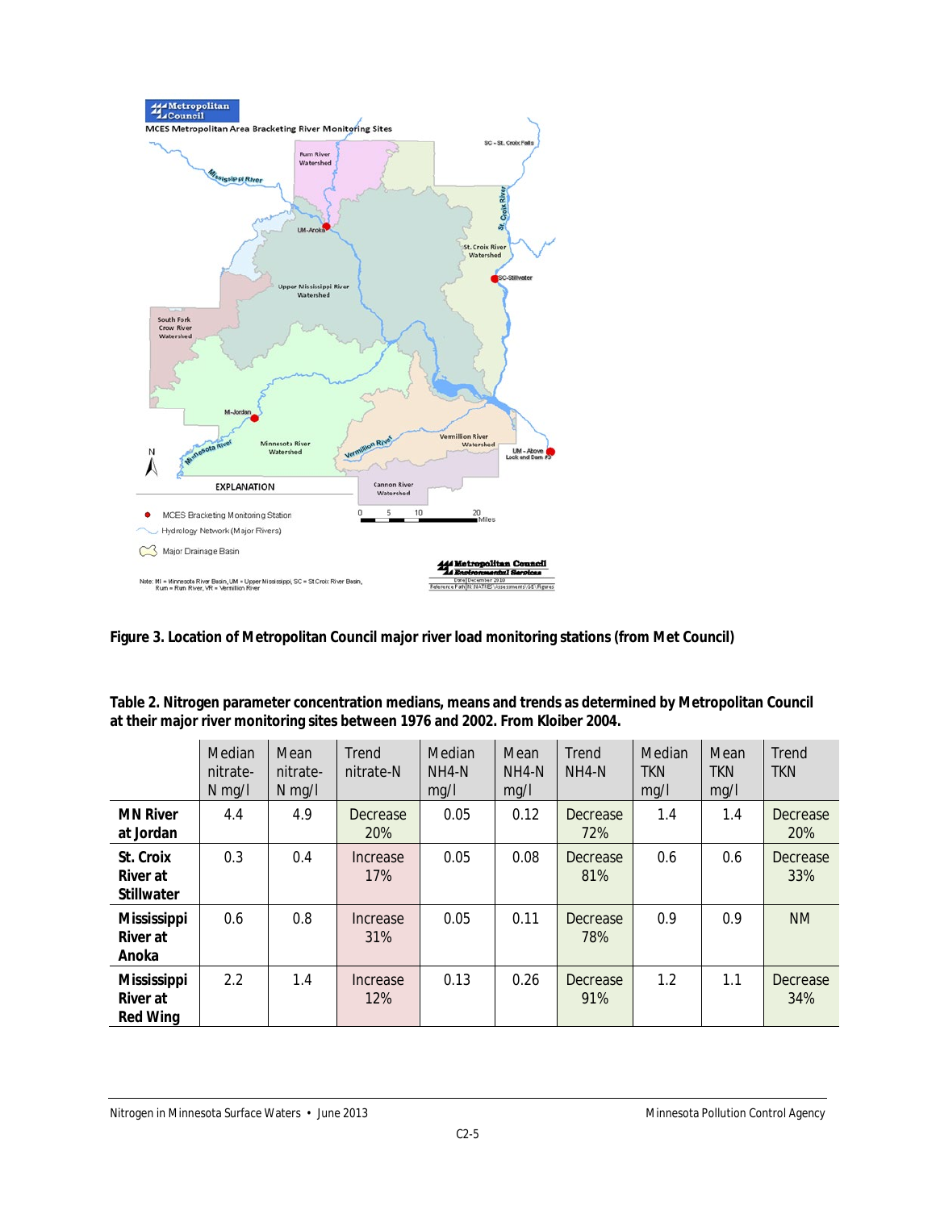**Figure 3. Location of Metropolitan Council major river load monitoring stations (from Met Council)**

**Table 2. Nitrogen parameter concentration medians, means and trends as determined by Metropolitan Council at their major river monitoring sites between 1976 and 2002. From Kloiber 2004.**

| | Median nitrate-N mg/l | Mean nitrate-N mg/l | Trend nitrate-N | Median NH4-N mg/l | Mean NH4-N mg/l | Trend NH4-N | Median TKN mg/l | Mean TKN mg/l | Trend TKN |
|---|---|---|---|---|---|---|---|---|---|
| **MN River at Jordan** | 4.4 | 4.9 | Decrease 20% | 0.05 | 0.12 | Decrease 72% | 1.4 | 1.4 | Decrease 20% |
| **St. Croix River at Stillwater** | 0.3 | 0.4 | Increase 17% | 0.05 | 0.08 | Decrease 81% | 0.6 | 0.6 | Decrease 33% |
| **Mississippi River at Anoka** | 0.6 | 0.8 | Increase 31% | 0.05 | 0.11 | Decrease 78% | 0.9 | 0.9 | NM |
| **Mississippi River at Red Wing** | 2.2 | 1.4 | Increase 12% | 0.13 | 0.26 | Decrease 91% | 1.2 | 1.1 | Decrease 34% |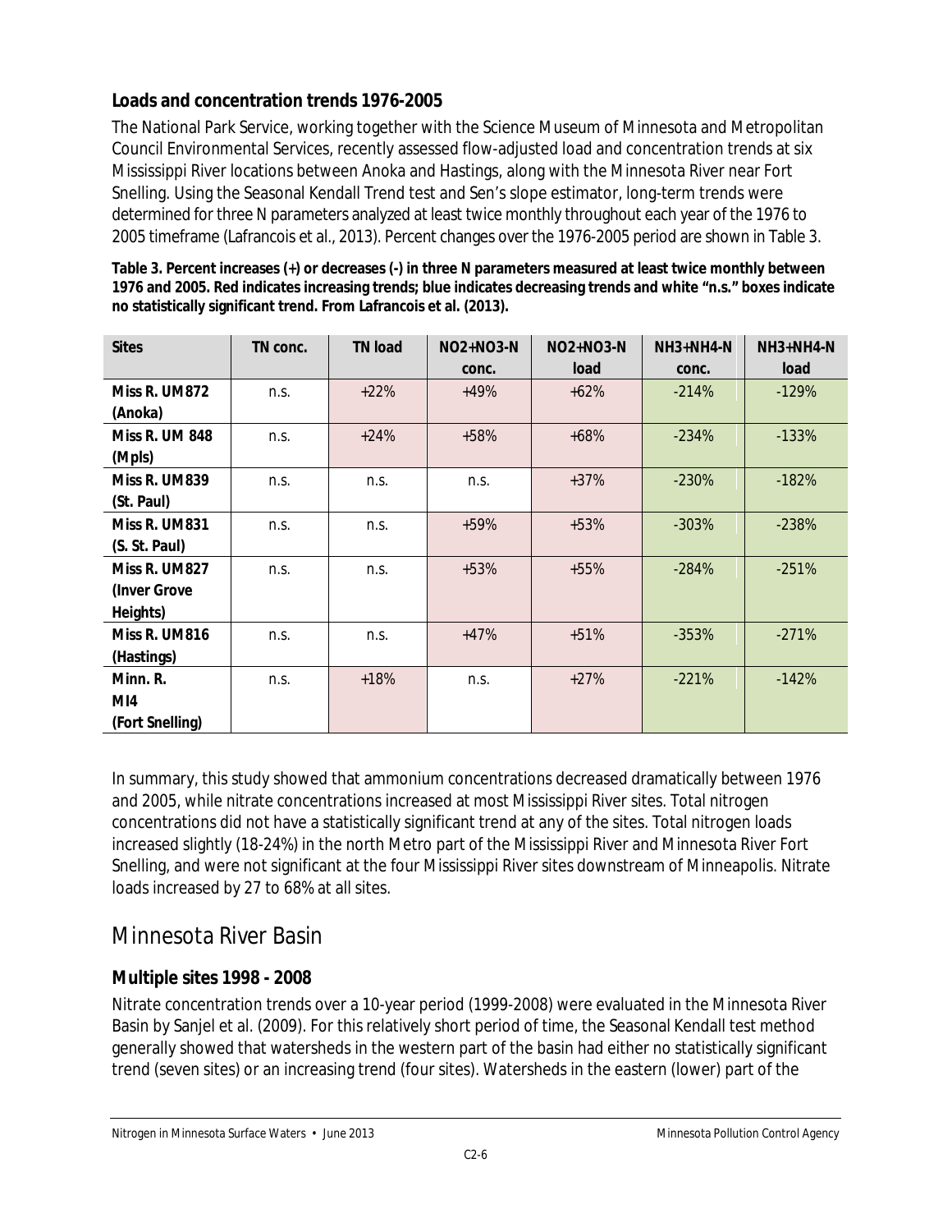### Loads and concentration trends 1976-2005

The National Park Service, working together with the Science Museum of Minnesota and Metropolitan Council Environmental Services, recently assessed flow-adjusted load and concentration trends at six Mississippi River locations between Anoka and Hastings, along with the Minnesota River near Fort Snelling. Using the Seasonal Kendall Trend test and Sen's slope estimator, long-term trends were determined for three N parameters analyzed at least twice monthly throughout each year of the 1976 to 2005 timeframe (Lafrancois et al., 2013). Percent changes over the 1976-2005 period are shown in Table 3.

**Table 3. Percent increases (+) or decreases (-) in three N parameters measured at least twice monthly between 1976 and 2005. Red indicates increasing trends; blue indicates decreasing trends and white "n.s." boxes indicate no statistically significant trend. From Lafrancois et al. (2013).**

| Sites | TN conc. | TN load | NO2+NO3-N conc. | NO2+NO3-N load | NH3+NH4-N conc. | NH3+NH4-N load |
|---|---|---|---|---|---|---|
| **Miss R. UM872 (Anoka)** | n.s. | +22% | +49% | +62% | -214% | -129% |
| **Miss R. UM 848 (Mpls)** | n.s. | +24% | +58% | +68% | -234% | -133% |
| **Miss R. UM839 (St. Paul)** | n.s. | n.s. | n.s. | +37% | -230% | -182% |
| **Miss R. UM831 (S. St. Paul)** | n.s. | n.s. | +59% | +53% | -303% | -238% |
| **Miss R. UM827 (Inver Grove Heights)** | n.s. | n.s. | +53% | +55% | -284% | -251% |
| **Miss R. UM816 (Hastings)** | n.s. | n.s. | +47% | +51% | -353% | -271% |
| **Minn. R. MI4 (Fort Snelling)** | n.s. | +18% | n.s. | +27% | -221% | -142% |

In summary, this study showed that ammonium concentrations decreased dramatically between 1976 and 2005, while nitrate concentrations increased at most Mississippi River sites. Total nitrogen concentrations did not have a statistically significant trend at any of the sites. Total nitrogen loads increased slightly (18-24%) in the north Metro part of the Mississippi River and Minnesota River Fort Snelling, and were not significant at the four Mississippi River sites downstream of Minneapolis. Nitrate loads increased by 27 to 68% at all sites.

## Minnesota River Basin

### Multiple sites 1998 - 2008

Nitrate concentration trends over a 10-year period (1999-2008) were evaluated in the Minnesota River Basin by Sanjel et al. (2009). For this relatively short period of time, the Seasonal Kendall test method generally showed that watersheds in the western part of the basin had either no statistically significant trend (seven sites) or an increasing trend (four sites). Watersheds in the eastern (lower) part of the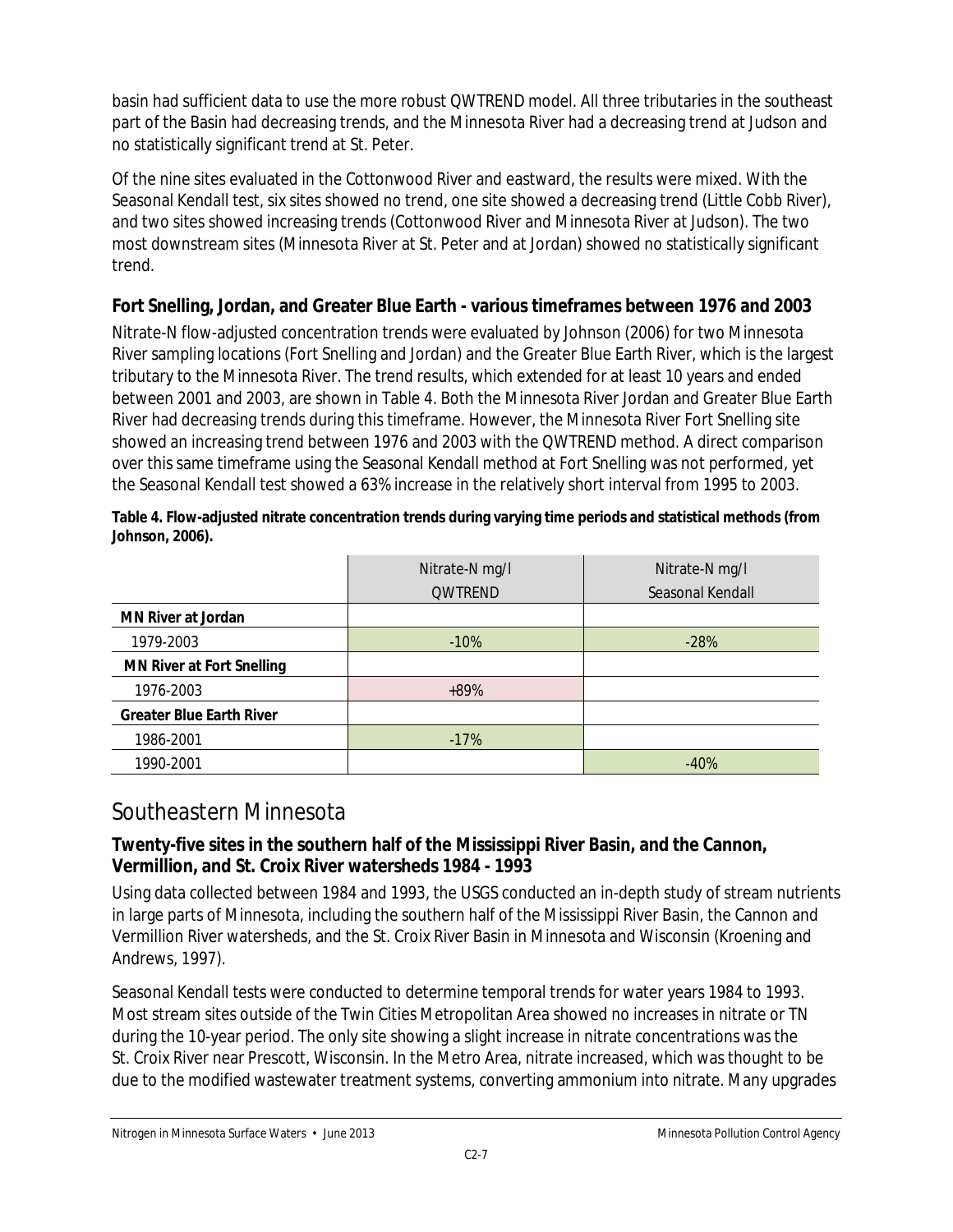basin had sufficient data to use the more robust QWTREND model. All three tributaries in the southeast part of the Basin had decreasing trends, and the Minnesota River had a decreasing trend at Judson and no statistically significant trend at St. Peter.

Of the nine sites evaluated in the Cottonwood River and eastward, the results were mixed. With the Seasonal Kendall test, six sites showed no trend, one site showed a decreasing trend (Little Cobb River), and two sites showed increasing trends (Cottonwood River and Minnesota River at Judson). The two most downstream sites (Minnesota River at St. Peter and at Jordan) showed no statistically significant trend.

### Fort Snelling, Jordan, and Greater Blue Earth - various timeframes between 1976 and 2003

Nitrate-N flow-adjusted concentration trends were evaluated by Johnson (2006) for two Minnesota River sampling locations (Fort Snelling and Jordan) and the Greater Blue Earth River, which is the largest tributary to the Minnesota River. The trend results, which extended for at least 10 years and ended between 2001 and 2003, are shown in Table 4. Both the Minnesota River Jordan and Greater Blue Earth River had decreasing trends during this timeframe. However, the Minnesota River Fort Snelling site showed an increasing trend between 1976 and 2003 with the QWTREND method. A direct comparison over this same timeframe using the Seasonal Kendall method at Fort Snelling was not performed, yet the Seasonal Kendall test showed a 63% increase in the relatively short interval from 1995 to 2003.

**Table 4. Flow-adjusted nitrate concentration trends during varying time periods and statistical methods (from Johnson, 2006).**

| | Nitrate-N mg/l QWTREND | Nitrate-N mg/l Seasonal Kendall |
|---|---|---|
| **MN River at Jordan** | | |
| 1979-2003 | -10% | -28% |
| **MN River at Fort Snelling** | | |
| 1976-2003 | +89% | |
| **Greater Blue Earth River** | | |
| 1986-2001 | -17% | |
| 1990-2001 | | -40% |

## Southeastern Minnesota

### Twenty-five sites in the southern half of the Mississippi River Basin, and the Cannon, Vermillion, and St. Croix River watersheds 1984 - 1993

Using data collected between 1984 and 1993, the USGS conducted an in-depth study of stream nutrients in large parts of Minnesota, including the southern half of the Mississippi River Basin, the Cannon and Vermillion River watersheds, and the St. Croix River Basin in Minnesota and Wisconsin (Kroening and Andrews, 1997).

Seasonal Kendall tests were conducted to determine temporal trends for water years 1984 to 1993. Most stream sites outside of the Twin Cities Metropolitan Area showed no increases in nitrate or TN during the 10-year period. The only site showing a slight increase in nitrate concentrations was the St. Croix River near Prescott, Wisconsin. In the Metro Area, nitrate increased, which was thought to be due to the modified wastewater treatment systems, converting ammonium into nitrate. Many upgrades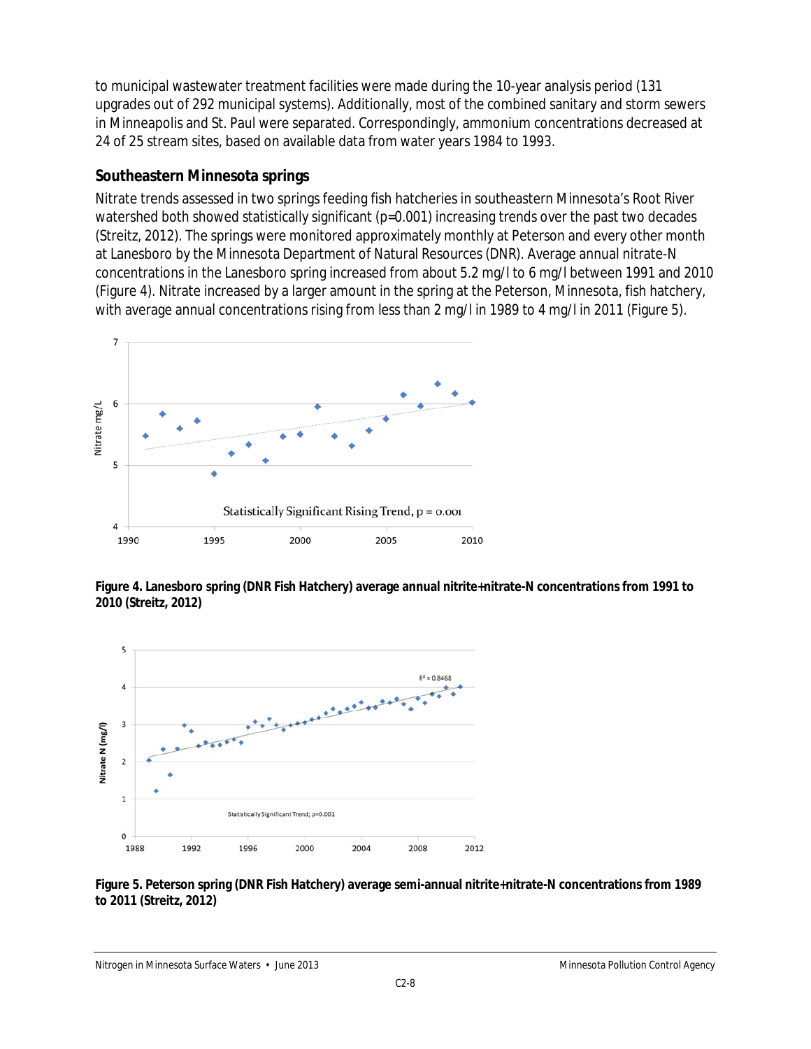to municipal wastewater treatment facilities were made during the 10-year analysis period (131 upgrades out of 292 municipal systems). Additionally, most of the combined sanitary and storm sewers in Minneapolis and St. Paul were separated. Correspondingly, ammonium concentrations decreased at 24 of 25 stream sites, based on available data from water years 1984 to 1993.

### Southeastern Minnesota springs

Nitrate trends assessed in two springs feeding fish hatcheries in southeastern Minnesota's Root River watershed both showed statistically significant ($p$=0.001) increasing trends over the past two decades (Streitz, 2012). The springs were monitored approximately monthly at Peterson and every other month at Lanesboro by the Minnesota Department of Natural Resources (DNR). Average annual nitrate-N concentrations in the Lanesboro spring increased from about 5.2 mg/l to 6 mg/l between 1991 and 2010 (Figure 4). Nitrate increased by a larger amount in the spring at the Peterson, Minnesota, fish hatchery, with average annual concentrations rising from less than 2 mg/l in 1989 to 4 mg/l in 2011 (Figure 5).

**Figure 4. Lanesboro spring (DNR Fish Hatchery) average annual nitrite+nitrate-N concentrations from 1991 to 2010 (Streitz, 2012)**

**Figure 5. Peterson spring (DNR Fish Hatchery) average semi-annual nitrite+nitrate-N concentrations from 1989 to 2011 (Streitz, 2012)**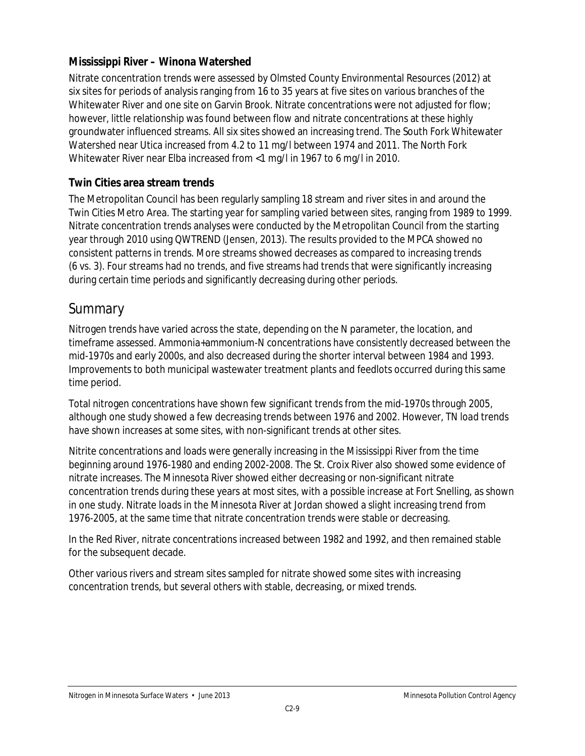### Mississippi River – Winona Watershed

Nitrate concentration trends were assessed by Olmsted County Environmental Resources (2012) at six sites for periods of analysis ranging from 16 to 35 years at five sites on various branches of the Whitewater River and one site on Garvin Brook. Nitrate concentrations were not adjusted for flow; however, little relationship was found between flow and nitrate concentrations at these highly groundwater influenced streams. All six sites showed an increasing trend. The South Fork Whitewater Watershed near Utica increased from 4.2 to 11 mg/l between 1974 and 2011. The North Fork Whitewater River near Elba increased from <1 mg/l in 1967 to 6 mg/l in 2010.

### Twin Cities area stream trends

The Metropolitan Council has been regularly sampling 18 stream and river sites in and around the Twin Cities Metro Area. The starting year for sampling varied between sites, ranging from 1989 to 1999. Nitrate concentration trends analyses were conducted by the Metropolitan Council from the starting year through 2010 using QWTREND (Jensen, 2013). The results provided to the MPCA showed no consistent patterns in trends. More streams showed decreases as compared to increasing trends (6 vs. 3). Four streams had no trends, and five streams had trends that were significantly increasing during certain time periods and significantly decreasing during other periods.

## Summary

Nitrogen trends have varied across the state, depending on the N parameter, the location, and timeframe assessed. Ammonia+ammonium-N concentrations have consistently decreased between the mid-1970s and early 2000s, and also decreased during the shorter interval between 1984 and 1993. Improvements to both municipal wastewater treatment plants and feedlots occurred during this same time period.

Total nitrogen *concentrations* have shown few significant trends from the mid-1970s through 2005, although one study showed a few decreasing trends between 1976 and 2002. However, TN *load* trends have shown increases at some sites, with non-significant trends at other sites.

Nitrite concentrations and loads were generally increasing in the Mississippi River from the time beginning around 1976-1980 and ending 2002-2008. The St. Croix River also showed some evidence of nitrate increases. The Minnesota River showed either decreasing or non-significant nitrate concentration trends during these years at most sites, with a possible increase at Fort Snelling, as shown in one study. Nitrate *loads* in the Minnesota River at Jordan showed a slight increasing trend from 1976-2005, at the same time that nitrate *concentration* trends were stable or decreasing.

In the Red River, nitrate concentrations increased between 1982 and 1992, and then remained stable for the subsequent decade.

Other various rivers and stream sites sampled for nitrate showed some sites with increasing concentration trends, but several others with stable, decreasing, or mixed trends.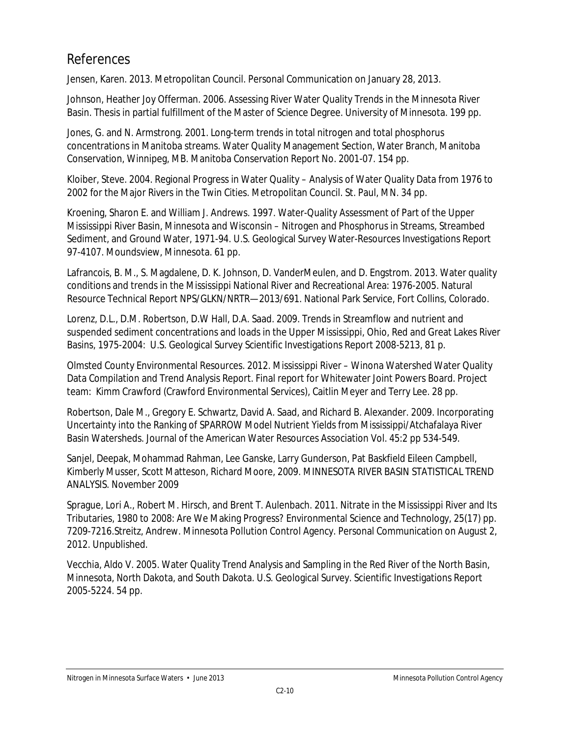## References

Jensen, Karen. 2013. Metropolitan Council. Personal Communication on January 28, 2013.

Johnson, Heather Joy Offerman. 2006. Assessing River Water Quality Trends in the Minnesota River Basin. Thesis in partial fulfillment of the Master of Science Degree. University of Minnesota. 199 pp.

Jones, G. and N. Armstrong. 2001. Long-term trends in total nitrogen and total phosphorus concentrations in Manitoba streams. Water Quality Management Section, Water Branch, Manitoba Conservation, Winnipeg, MB. Manitoba Conservation Report No. 2001-07. 154 pp.

Kloiber, Steve. 2004. Regional Progress in Water Quality – Analysis of Water Quality Data from 1976 to 2002 for the Major Rivers in the Twin Cities. Metropolitan Council. St. Paul, MN. 34 pp.

Kroening, Sharon E. and William J. Andrews. 1997. Water-Quality Assessment of Part of the Upper Mississippi River Basin, Minnesota and Wisconsin – Nitrogen and Phosphorus in Streams, Streambed Sediment, and Ground Water, 1971-94. U.S. Geological Survey Water-Resources Investigations Report 97-4107. Moundsview, Minnesota. 61 pp.

Lafrancois, B. M., S. Magdalene, D. K. Johnson, D. VanderMeulen, and D. Engstrom. 2013. Water quality conditions and trends in the Mississippi National River and Recreational Area: 1976-2005. Natural Resource Technical Report NPS/GLKN/NRTR—2013/691. National Park Service, Fort Collins, Colorado.

Lorenz, D.L., D.M. Robertson, D.W Hall, D.A. Saad. 2009. Trends in Streamflow and nutrient and suspended sediment concentrations and loads in the Upper Mississippi, Ohio, Red and Great Lakes River Basins, 1975-2004: U.S. Geological Survey Scientific Investigations Report 2008-5213, 81 p.

Olmsted County Environmental Resources. 2012. Mississippi River – Winona Watershed Water Quality Data Compilation and Trend Analysis Report. Final report for Whitewater Joint Powers Board. Project team: Kimm Crawford (Crawford Environmental Services), Caitlin Meyer and Terry Lee. 28 pp.

Robertson, Dale M., Gregory E. Schwartz, David A. Saad, and Richard B. Alexander. 2009. Incorporating Uncertainty into the Ranking of SPARROW Model Nutrient Yields from Mississippi/Atchafalaya River Basin Watersheds. Journal of the American Water Resources Association Vol. 45:2 pp 534-549.

Sanjel, Deepak, Mohammad Rahman, Lee Ganske, Larry Gunderson, Pat Baskfield Eileen Campbell, Kimberly Musser, Scott Matteson, Richard Moore, 2009. MINNESOTA RIVER BASIN STATISTICAL TREND ANALYSIS. November 2009

Sprague, Lori A., Robert M. Hirsch, and Brent T. Aulenbach. 2011. Nitrate in the Mississippi River and Its Tributaries, 1980 to 2008: Are We Making Progress? Environmental Science and Technology, 25(17) pp. 7209-7216.Streitz, Andrew. Minnesota Pollution Control Agency. Personal Communication on August 2, 2012. Unpublished.

Vecchia, Aldo V. 2005. Water Quality Trend Analysis and Sampling in the Red River of the North Basin, Minnesota, North Dakota, and South Dakota. U.S. Geological Survey. Scientific Investigations Report 2005-5224. 54 pp.